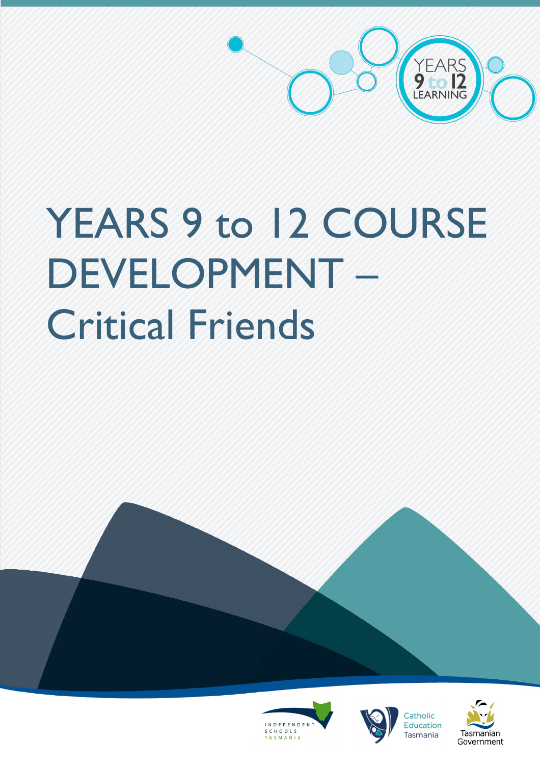# YEARS 9 to 12 COURSE DEVELOPMENT – Critical Friends

YEARS 9 to 12 LEARNING

INDEPENDENT SCHOOLS TASMANIA

Catholic Education Tasmania

Tasmanian Government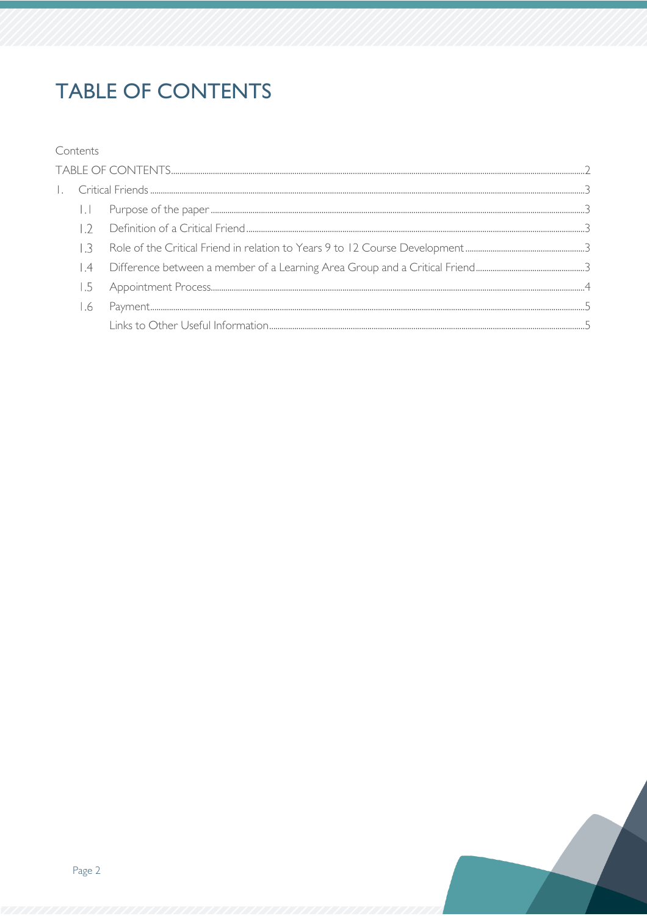# TABLE OF CONTENTS

Contents

TABLE OF CONTENTS ..... 2

1. Critical Friends ..... 3
   - 1.1 Purpose of the paper ..... 3
   - 1.2 Definition of a Critical Friend ..... 3
   - 1.3 Role of the Critical Friend in relation to Years 9 to 12 Course Development ..... 3
   - 1.4 Difference between a member of a Learning Area Group and a Critical Friend ..... 3
   - 1.5 Appointment Process ..... 4
   - 1.6 Payment ..... 5
   - Links to Other Useful Information ..... 5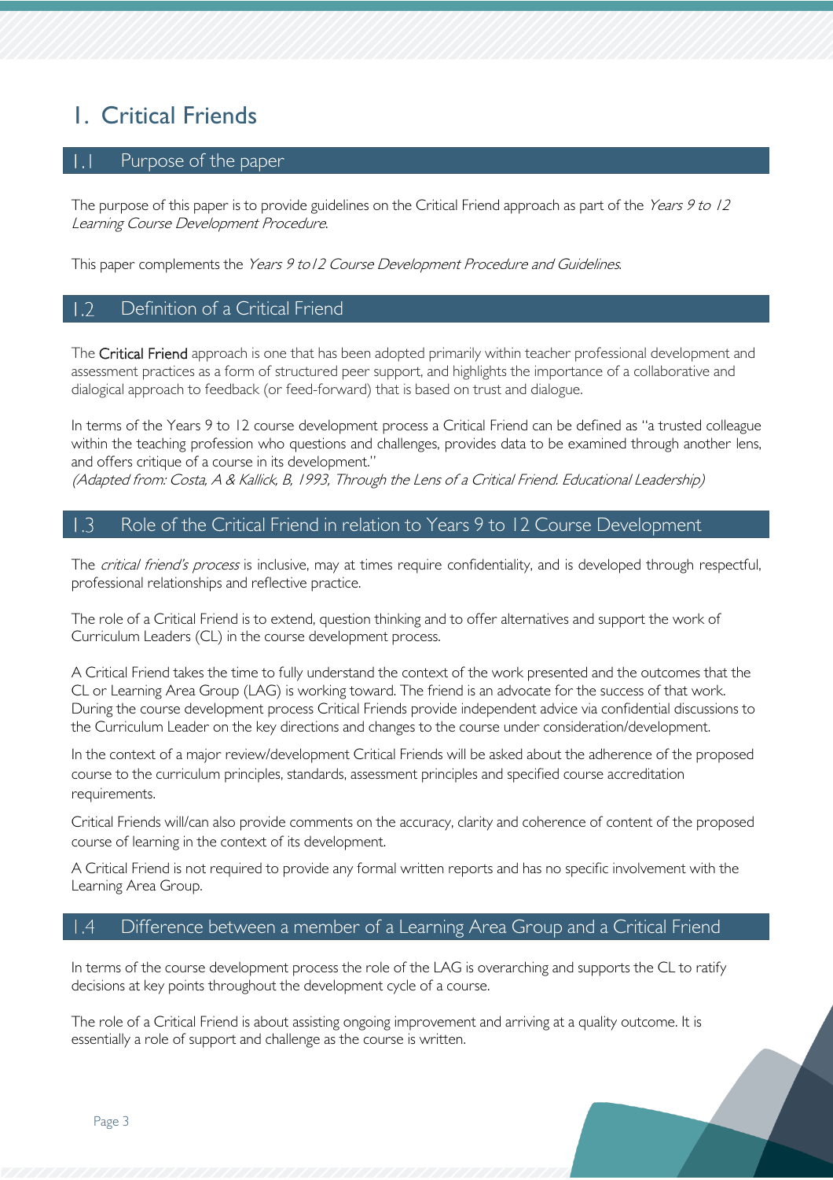# 1. Critical Friends

## 1.1 Purpose of the paper

The purpose of this paper is to provide guidelines on the Critical Friend approach as part of the *Years 9 to 12 Learning Course Development Procedure*.

This paper complements the *Years 9 to12 Course Development Procedure and Guidelines*.

## 1.2 Definition of a Critical Friend

The **Critical Friend** approach is one that has been adopted primarily within teacher professional development and assessment practices as a form of structured peer support, and highlights the importance of a collaborative and dialogical approach to feedback (or feed-forward) that is based on trust and dialogue.

In terms of the Years 9 to 12 course development process a Critical Friend can be defined as "a trusted colleague within the teaching profession who questions and challenges, provides data to be examined through another lens, and offers critique of a course in its development."
*(Adapted from: Costa, A & Kallick, B, 1993, Through the Lens of a Critical Friend. Educational Leadership)*

## 1.3 Role of the Critical Friend in relation to Years 9 to 12 Course Development

The *critical friend's process* is inclusive, may at times require confidentiality, and is developed through respectful, professional relationships and reflective practice.

The role of a Critical Friend is to extend, question thinking and to offer alternatives and support the work of Curriculum Leaders (CL) in the course development process.

A Critical Friend takes the time to fully understand the context of the work presented and the outcomes that the CL or Learning Area Group (LAG) is working toward. The friend is an advocate for the success of that work. During the course development process Critical Friends provide independent advice via confidential discussions to the Curriculum Leader on the key directions and changes to the course under consideration/development.

In the context of a major review/development Critical Friends will be asked about the adherence of the proposed course to the curriculum principles, standards, assessment principles and specified course accreditation requirements.

Critical Friends will/can also provide comments on the accuracy, clarity and coherence of content of the proposed course of learning in the context of its development.

A Critical Friend is not required to provide any formal written reports and has no specific involvement with the Learning Area Group.

## 1.4 Difference between a member of a Learning Area Group and a Critical Friend

In terms of the course development process the role of the LAG is overarching and supports the CL to ratify decisions at key points throughout the development cycle of a course.

The role of a Critical Friend is about assisting ongoing improvement and arriving at a quality outcome. It is essentially a role of support and challenge as the course is written.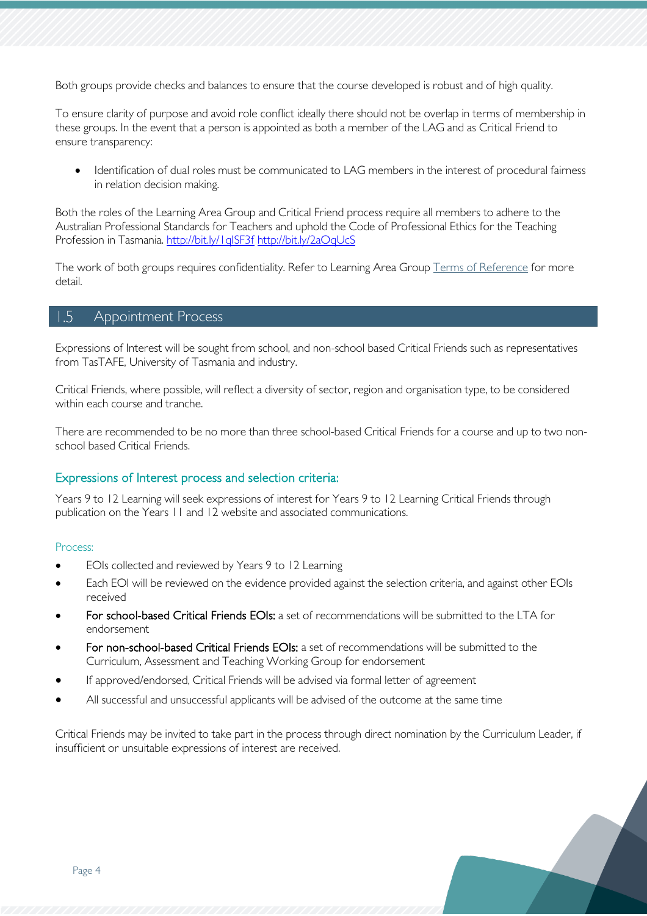Both groups provide checks and balances to ensure that the course developed is robust and of high quality.

To ensure clarity of purpose and avoid role conflict ideally there should not be overlap in terms of membership in these groups. In the event that a person is appointed as both a member of the LAG and as Critical Friend to ensure transparency:

- Identification of dual roles must be communicated to LAG members in the interest of procedural fairness in relation decision making.

Both the roles of the Learning Area Group and Critical Friend process require all members to adhere to the Australian Professional Standards for Teachers and uphold the Code of Professional Ethics for the Teaching Profession in Tasmania. http://bit.ly/1qISF3f http://bit.ly/2aOqUcS

The work of both groups requires confidentiality. Refer to Learning Area Group Terms of Reference for more detail.

## 1.5 Appointment Process

Expressions of Interest will be sought from school, and non-school based Critical Friends such as representatives from TasTAFE, University of Tasmania and industry.

Critical Friends, where possible, will reflect a diversity of sector, region and organisation type, to be considered within each course and tranche.

There are recommended to be no more than three school-based Critical Friends for a course and up to two non-school based Critical Friends.

### Expressions of Interest process and selection criteria:

Years 9 to 12 Learning will seek expressions of interest for Years 9 to 12 Learning Critical Friends through publication on the Years 11 and 12 website and associated communications.

#### Process:

- EOIs collected and reviewed by Years 9 to 12 Learning
- Each EOI will be reviewed on the evidence provided against the selection criteria, and against other EOIs received
- **For school-based Critical Friends EOIs:** a set of recommendations will be submitted to the LTA for endorsement
- **For non-school-based Critical Friends EOIs:** a set of recommendations will be submitted to the Curriculum, Assessment and Teaching Working Group for endorsement
- If approved/endorsed, Critical Friends will be advised via formal letter of agreement
- All successful and unsuccessful applicants will be advised of the outcome at the same time

Critical Friends may be invited to take part in the process through direct nomination by the Curriculum Leader, if insufficient or unsuitable expressions of interest are received.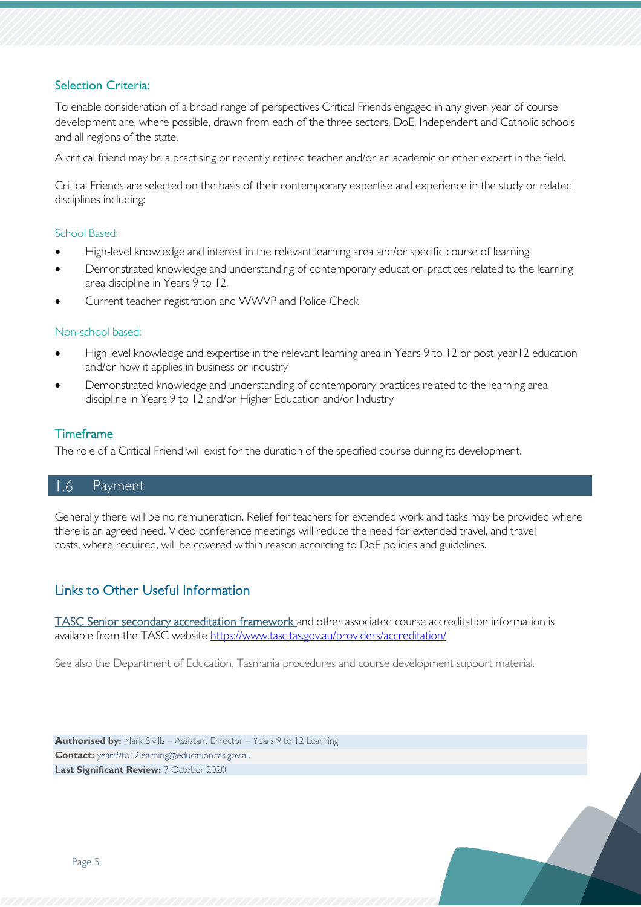### Selection Criteria:

To enable consideration of a broad range of perspectives Critical Friends engaged in any given year of course development are, where possible, drawn from each of the three sectors, DoE, Independent and Catholic schools and all regions of the state.

A critical friend may be a practising or recently retired teacher and/or an academic or other expert in the field.

Critical Friends are selected on the basis of their contemporary expertise and experience in the study or related disciplines including:

#### School Based:

- High-level knowledge and interest in the relevant learning area and/or specific course of learning
- Demonstrated knowledge and understanding of contemporary education practices related to the learning area discipline in Years 9 to 12.
- Current teacher registration and WWVP and Police Check

#### Non-school based:

- High level knowledge and expertise in the relevant learning area in Years 9 to 12 or post-year12 education and/or how it applies in business or industry
- Demonstrated knowledge and understanding of contemporary practices related to the learning area discipline in Years 9 to 12 and/or Higher Education and/or Industry

### Timeframe

The role of a Critical Friend will exist for the duration of the specified course during its development.

## 1.6 Payment

Generally there will be no remuneration. Relief for teachers for extended work and tasks may be provided where there is an agreed need. Video conference meetings will reduce the need for extended travel, and travel costs, where required, will be covered within reason according to DoE policies and guidelines.

## Links to Other Useful Information

[TASC Senior secondary accreditation framework](https://www.tasc.tas.gov.au/providers/accreditation/) and other associated course accreditation information is available from the TASC website https://www.tasc.tas.gov.au/providers/accreditation/

See also the Department of Education, Tasmania procedures and course development support material.

| | |
|---|---|
| **Authorised by:** | Mark Sivills – Assistant Director – Years 9 to 12 Learning |
| **Contact:** | years9to12learning@education.tas.gov.au |
| **Last Significant Review:** | 7 October 2020 |